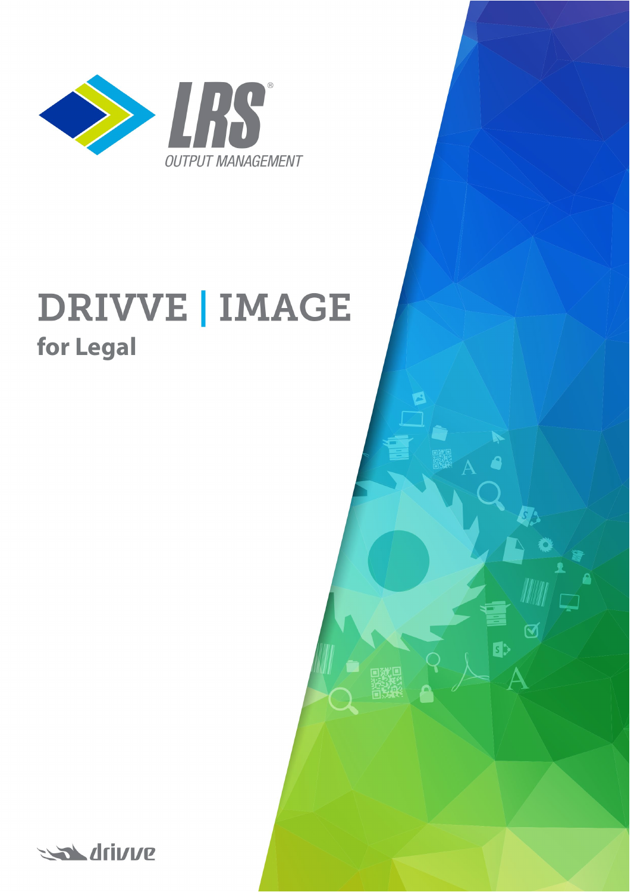LRS®

OUTPUT MANAGEMENT

# DRIVVE | IMAGE

## for Legal

drivve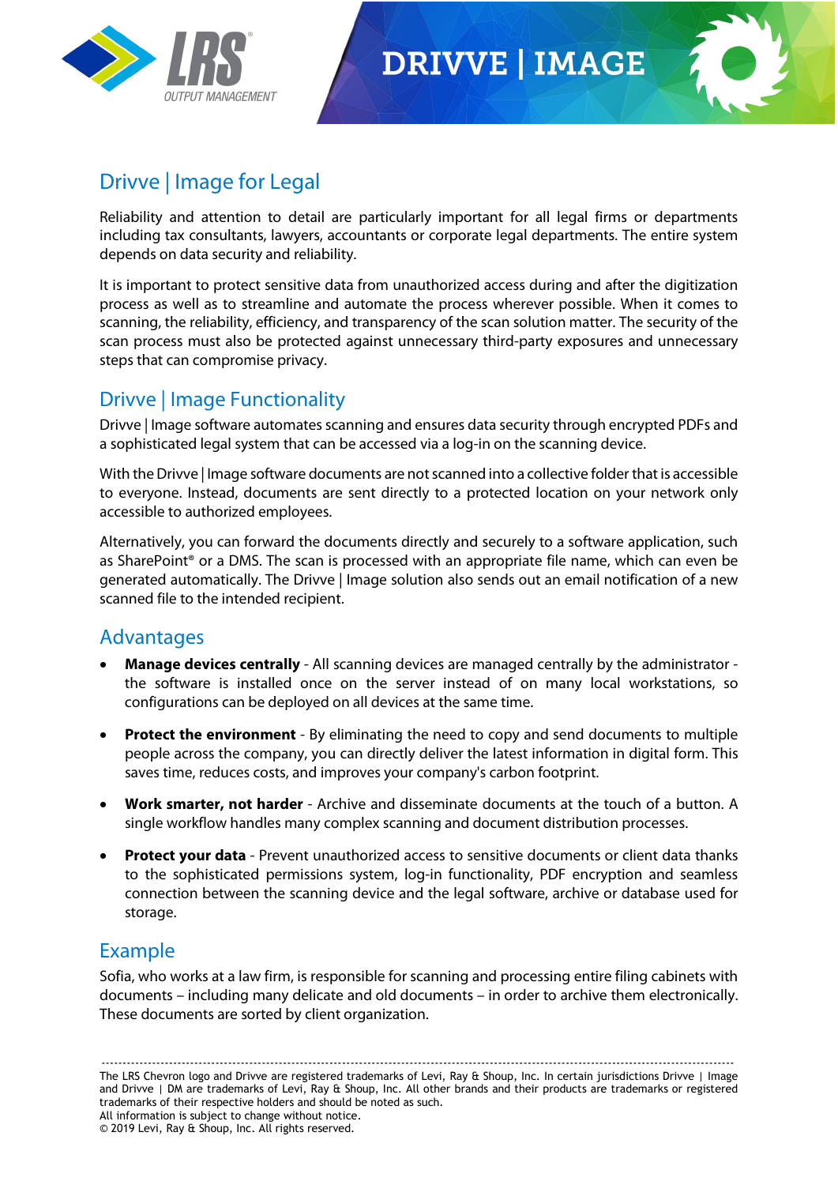# Drivve | Image for Legal

Reliability and attention to detail are particularly important for all legal firms or departments including tax consultants, lawyers, accountants or corporate legal departments. The entire system depends on data security and reliability.

It is important to protect sensitive data from unauthorized access during and after the digitization process as well as to streamline and automate the process wherever possible. When it comes to scanning, the reliability, efficiency, and transparency of the scan solution matter. The security of the scan process must also be protected against unnecessary third-party exposures and unnecessary steps that can compromise privacy.

## Drivve | Image Functionality

Drivve | Image software automates scanning and ensures data security through encrypted PDFs and a sophisticated legal system that can be accessed via a log-in on the scanning device.

With the Drivve | Image software documents are not scanned into a collective folder that is accessible to everyone. Instead, documents are sent directly to a protected location on your network only accessible to authorized employees.

Alternatively, you can forward the documents directly and securely to a software application, such as SharePoint® or a DMS. The scan is processed with an appropriate file name, which can even be generated automatically. The Drivve | Image solution also sends out an email notification of a new scanned file to the intended recipient.

## Advantages

- **Manage devices centrally** - All scanning devices are managed centrally by the administrator - the software is installed once on the server instead of on many local workstations, so configurations can be deployed on all devices at the same time.
- **Protect the environment** - By eliminating the need to copy and send documents to multiple people across the company, you can directly deliver the latest information in digital form. This saves time, reduces costs, and improves your company's carbon footprint.
- **Work smarter, not harder** - Archive and disseminate documents at the touch of a button. A single workflow handles many complex scanning and document distribution processes.
- **Protect your data** - Prevent unauthorized access to sensitive documents or client data thanks to the sophisticated permissions system, log-in functionality, PDF encryption and seamless connection between the scanning device and the legal software, archive or database used for storage.

## Example

Sofia, who works at a law firm, is responsible for scanning and processing entire filing cabinets with documents – including many delicate and old documents – in order to archive them electronically. These documents are sorted by client organization.

---

The LRS Chevron logo and Drivve are registered trademarks of Levi, Ray & Shoup, Inc. In certain jurisdictions Drivve | Image and Drivve | DM are trademarks of Levi, Ray & Shoup, Inc. All other brands and their products are trademarks or registered trademarks of their respective holders and should be noted as such.
All information is subject to change without notice.
© 2019 Levi, Ray & Shoup, Inc. All rights reserved.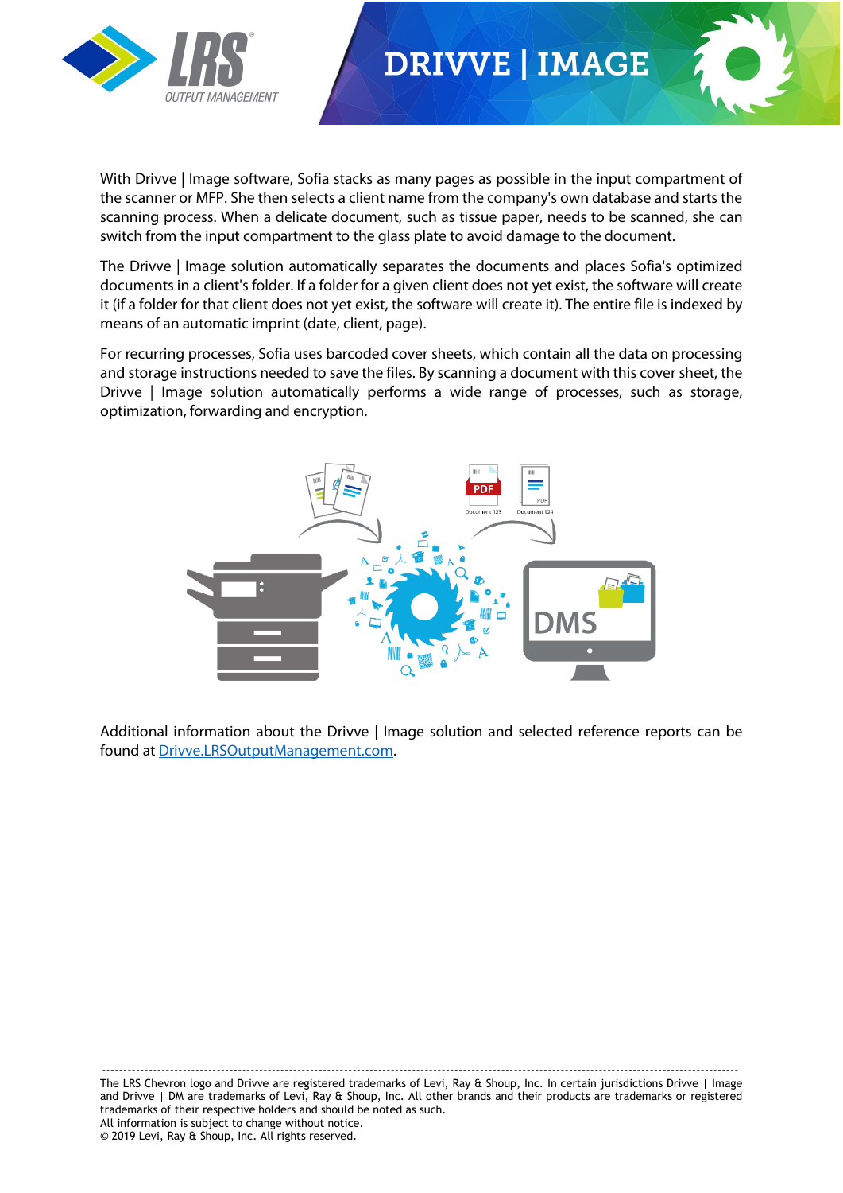With Drivve | Image software, Sofia stacks as many pages as possible in the input compartment of the scanner or MFP. She then selects a client name from the company's own database and starts the scanning process. When a delicate document, such as tissue paper, needs to be scanned, she can switch from the input compartment to the glass plate to avoid damage to the document.

The Drivve | Image solution automatically separates the documents and places Sofia's optimized documents in a client's folder. If a folder for a given client does not yet exist, the software will create it (if a folder for that client does not yet exist, the software will create it). The entire file is indexed by means of an automatic imprint (date, client, page).

For recurring processes, Sofia uses barcoded cover sheets, which contain all the data on processing and storage instructions needed to save the files. By scanning a document with this cover sheet, the Drivve | Image solution automatically performs a wide range of processes, such as storage, optimization, forwarding and encryption.

PDF
Document 123
PDF
Document 124
DMS

Additional information about the Drivve | Image solution and selected reference reports can be found at [Drivve.LRSOutputManagement.com](Drivve.LRSOutputManagement.com).

---

The LRS Chevron logo and Drivve are registered trademarks of Levi, Ray & Shoup, Inc. In certain jurisdictions Drivve | Image and Drivve | DM are trademarks of Levi, Ray & Shoup, Inc. All other brands and their products are trademarks or registered trademarks of their respective holders and should be noted as such.
All information is subject to change without notice.
© 2019 Levi, Ray & Shoup, Inc. All rights reserved.